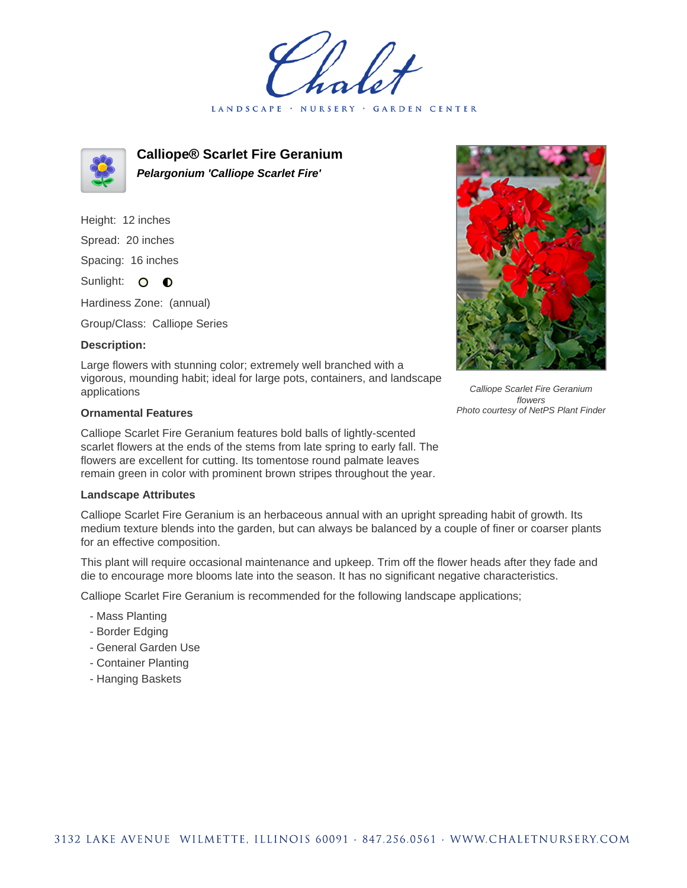Chalet

LANDSCAPE · NURSERY · GARDEN CENTER

# Calliope® Scarlet Fire Geranium

***Pelargonium 'Calliope Scarlet Fire'***

Height: 12 inches

Spread: 20 inches

Spacing: 16 inches

Sunlight:

Hardiness Zone: (annual)

Group/Class: Calliope Series

**Description:**

Large flowers with stunning color; extremely well branched with a vigorous, mounding habit; ideal for large pots, containers, and landscape applications

*Calliope Scarlet Fire Geranium flowers*
*Photo courtesy of NetPS Plant Finder*

**Ornamental Features**

Calliope Scarlet Fire Geranium features bold balls of lightly-scented scarlet flowers at the ends of the stems from late spring to early fall. The flowers are excellent for cutting. Its tomentose round palmate leaves remain green in color with prominent brown stripes throughout the year.

**Landscape Attributes**

Calliope Scarlet Fire Geranium is an herbaceous annual with an upright spreading habit of growth. Its medium texture blends into the garden, but can always be balanced by a couple of finer or coarser plants for an effective composition.

This plant will require occasional maintenance and upkeep. Trim off the flower heads after they fade and die to encourage more blooms late into the season. It has no significant negative characteristics.

Calliope Scarlet Fire Geranium is recommended for the following landscape applications;

- Mass Planting
- Border Edging
- General Garden Use
- Container Planting
- Hanging Baskets

3132 LAKE AVENUE WILMETTE, ILLINOIS 60091 · 847.256.0561 · WWW.CHALETNURSERY.COM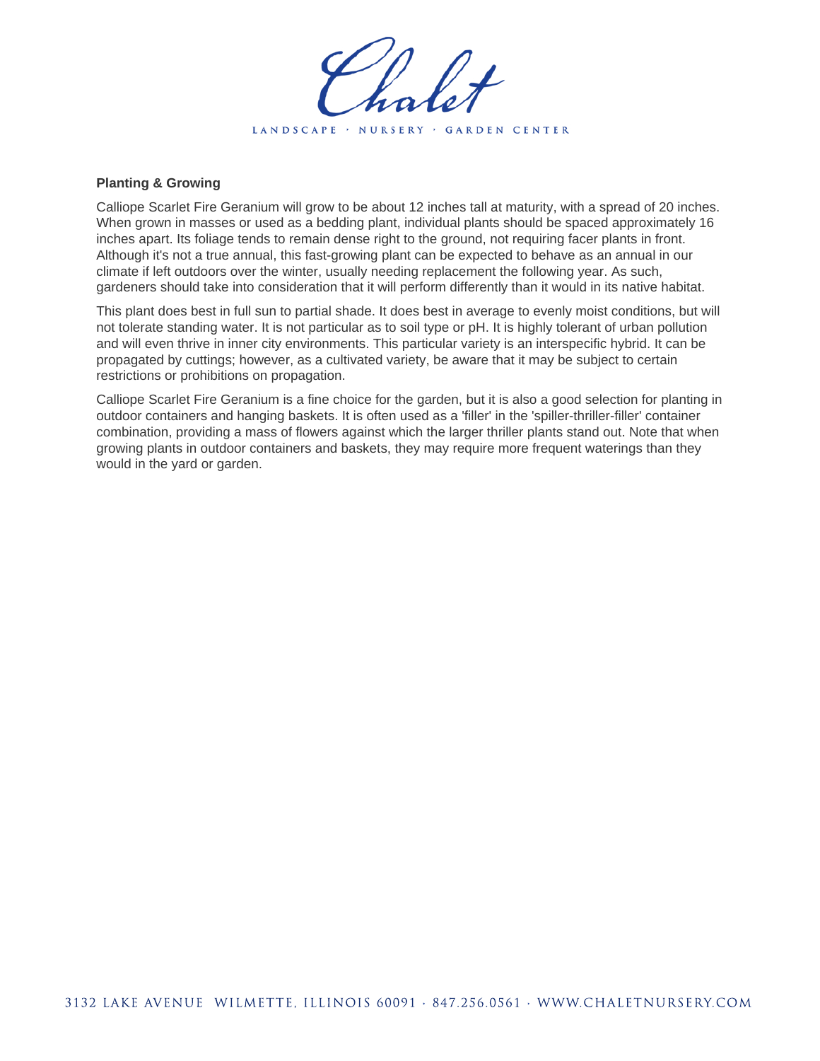**Planting & Growing**

Calliope Scarlet Fire Geranium will grow to be about 12 inches tall at maturity, with a spread of 20 inches. When grown in masses or used as a bedding plant, individual plants should be spaced approximately 16 inches apart. Its foliage tends to remain dense right to the ground, not requiring facer plants in front. Although it's not a true annual, this fast-growing plant can be expected to behave as an annual in our climate if left outdoors over the winter, usually needing replacement the following year. As such, gardeners should take into consideration that it will perform differently than it would in its native habitat.

This plant does best in full sun to partial shade. It does best in average to evenly moist conditions, but will not tolerate standing water. It is not particular as to soil type or pH. It is highly tolerant of urban pollution and will even thrive in inner city environments. This particular variety is an interspecific hybrid. It can be propagated by cuttings; however, as a cultivated variety, be aware that it may be subject to certain restrictions or prohibitions on propagation.

Calliope Scarlet Fire Geranium is a fine choice for the garden, but it is also a good selection for planting in outdoor containers and hanging baskets. It is often used as a 'filler' in the 'spiller-thriller-filler' container combination, providing a mass of flowers against which the larger thriller plants stand out. Note that when growing plants in outdoor containers and baskets, they may require more frequent waterings than they would in the yard or garden.